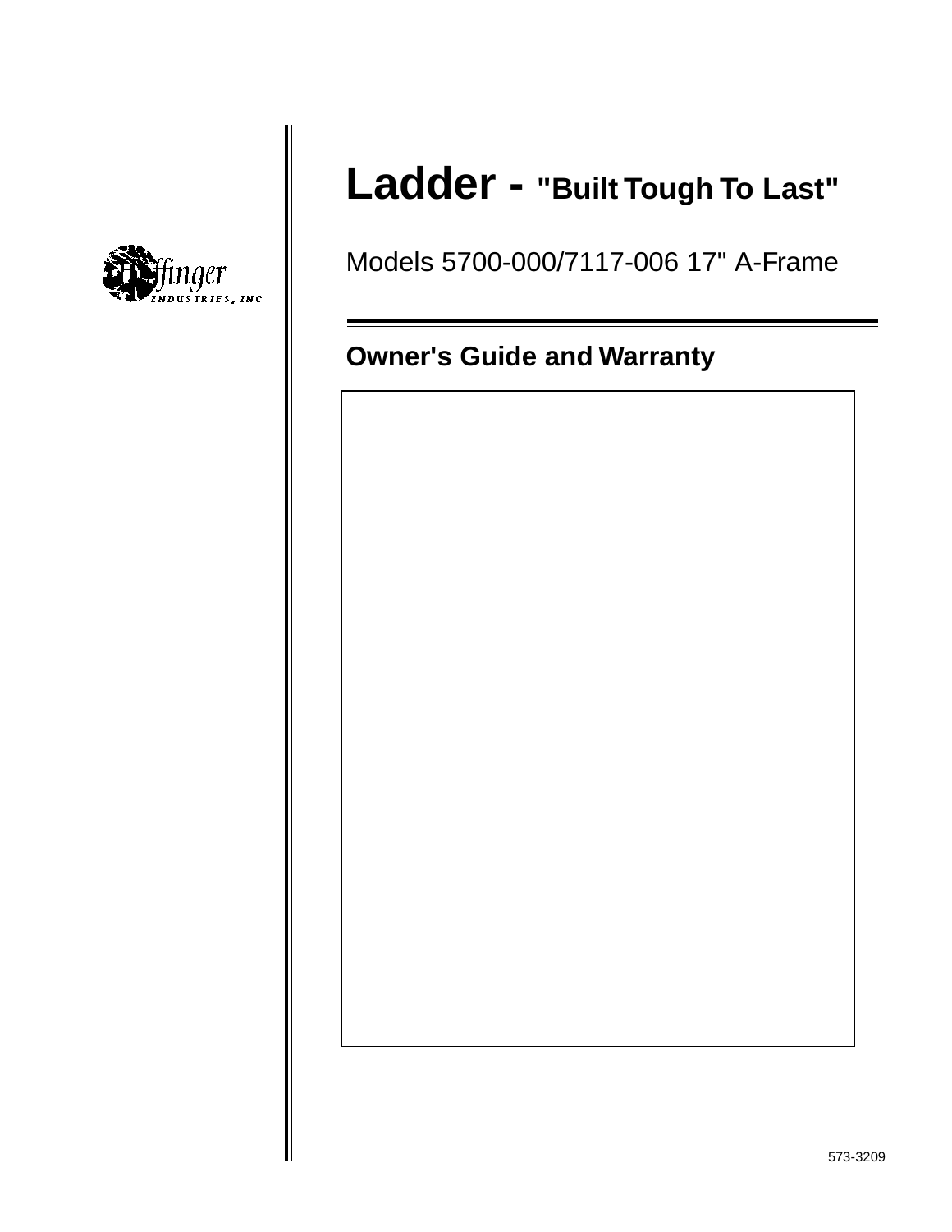Diffinger INDUSTRIES, INC

# Ladder - "Built Tough To Last"

Models 5700-000/7117-006 17" A-Frame

## Owner's Guide and Warranty

573-3209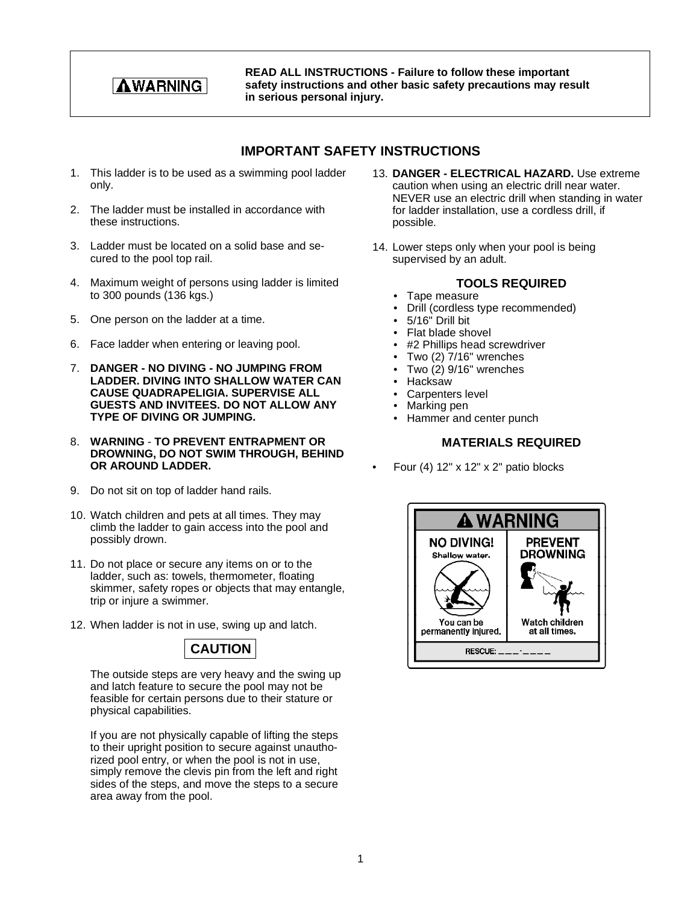**⚠WARNING**

**READ ALL INSTRUCTIONS - Failure to follow these important safety instructions and other basic safety precautions may result in serious personal injury.**

## IMPORTANT SAFETY INSTRUCTIONS

1. This ladder is to be used as a swimming pool ladder only.
2. The ladder must be installed in accordance with these instructions.
3. Ladder must be located on a solid base and secured to the pool top rail.
4. Maximum weight of persons using ladder is limited to 300 pounds (136 kgs.)
5. One person on the ladder at a time.
6. Face ladder when entering or leaving pool.
7. **DANGER - NO DIVING - NO JUMPING FROM LADDER. DIVING INTO SHALLOW WATER CAN CAUSE QUADRAPELIGIA. SUPERVISE ALL GUESTS AND INVITEES. DO NOT ALLOW ANY TYPE OF DIVING OR JUMPING.**
8. **WARNING - TO PREVENT ENTRAPMENT OR DROWNING, DO NOT SWIM THROUGH, BEHIND OR AROUND LADDER.**
9. Do not sit on top of ladder hand rails.
10. Watch children and pets at all times. They may climb the ladder to gain access into the pool and possibly drown.
11. Do not place or secure any items on or to the ladder, such as: towels, thermometer, floating skimmer, safety ropes or objects that may entangle, trip or injure a swimmer.
12. When ladder is not in use, swing up and latch.

**CAUTION**

The outside steps are very heavy and the swing up and latch feature to secure the pool may not be feasible for certain persons due to their stature or physical capabilities.

If you are not physically capable of lifting the steps to their upright position to secure against unauthorized pool entry, or when the pool is not in use, simply remove the clevis pin from the left and right sides of the steps, and move the steps to a secure area away from the pool.

13. **DANGER - ELECTRICAL HAZARD.** Use extreme caution when using an electric drill near water. NEVER use an electric drill when standing in water for ladder installation, use a cordless drill, if possible.
14. Lower steps only when your pool is being supervised by an adult.

### TOOLS REQUIRED

- Tape measure
- Drill (cordless type recommended)
- 5/16" Drill bit
- Flat blade shovel
- #2 Phillips head screwdriver
- Two (2) 7/16" wrenches
- Two (2) 9/16" wrenches
- Hacksaw
- Carpenters level
- Marking pen
- Hammer and center punch

### MATERIALS REQUIRED

- Four (4) 12" x 12" x 2" patio blocks

**⚠ WARNING**

| NO DIVING! | PREVENT DROWNING |
|---|---|
| Shallow water. | |
| You can be permanently injured. | Watch children at all times. |

RESCUE: ___-____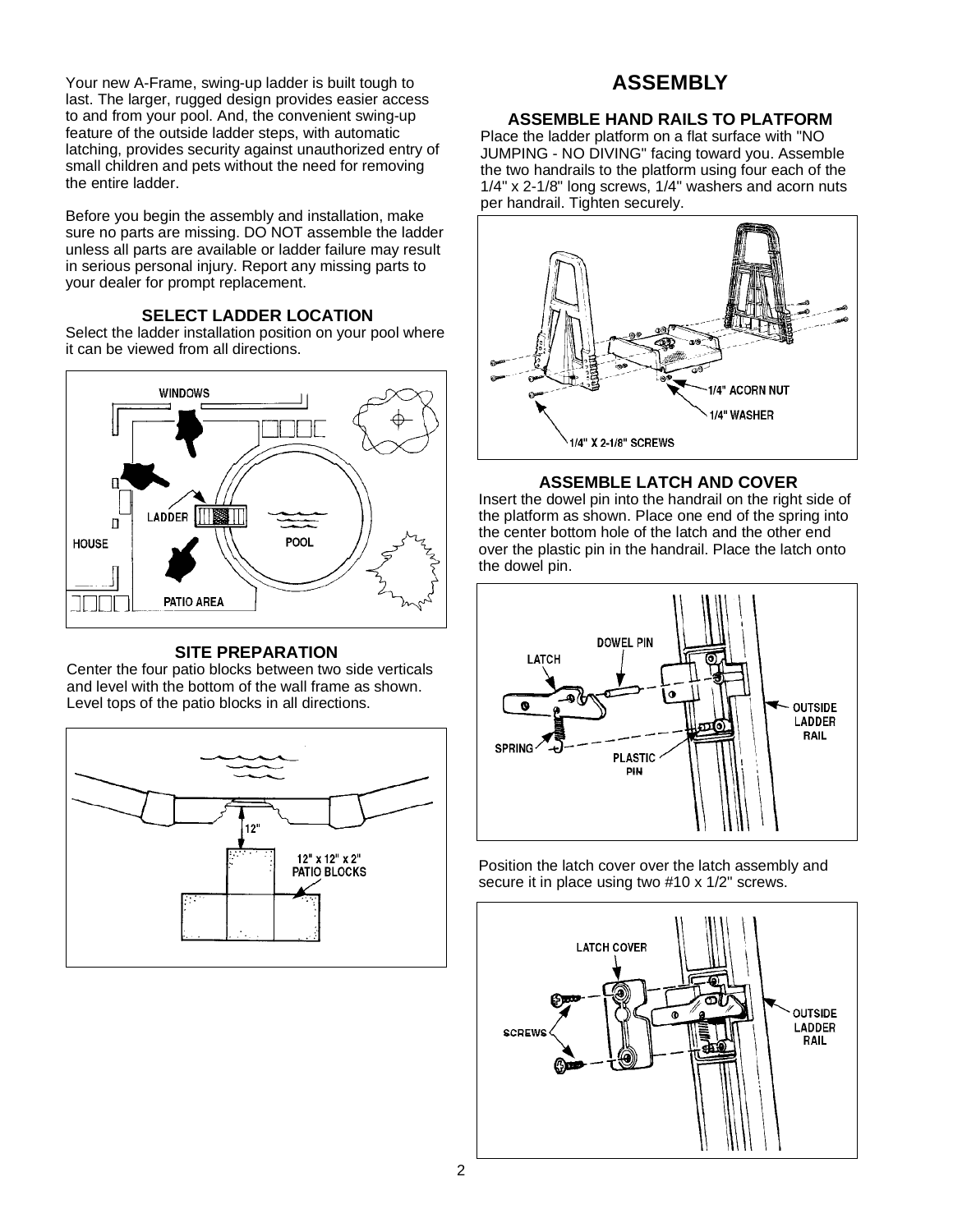Your new A-Frame, swing-up ladder is built tough to last. The larger, rugged design provides easier access to and from your pool. And, the convenient swing-up feature of the outside ladder steps, with automatic latching, provides security against unauthorized entry of small children and pets without the need for removing the entire ladder.

Before you begin the assembly and installation, make sure no parts are missing. DO NOT assemble the ladder unless all parts are available or ladder failure may result in serious personal injury. Report any missing parts to your dealer for prompt replacement.

### SELECT LADDER LOCATION

Select the ladder installation position on your pool where it can be viewed from all directions.

### SITE PREPARATION

Center the four patio blocks between two side verticals and level with the bottom of the wall frame as shown. Level tops of the patio blocks in all directions.

## ASSEMBLY

### ASSEMBLE HAND RAILS TO PLATFORM

Place the ladder platform on a flat surface with "NO JUMPING - NO DIVING" facing toward you. Assemble the two handrails to the platform using four each of the 1/4" x 2-1/8" long screws, 1/4" washers and acorn nuts per handrail. Tighten securely.

### ASSEMBLE LATCH AND COVER

Insert the dowel pin into the handrail on the right side of the platform as shown. Place one end of the spring into the center bottom hole of the latch and the other end over the plastic pin in the handrail. Place the latch onto the dowel pin.

Position the latch cover over the latch assembly and secure it in place using two #10 x 1/2" screws.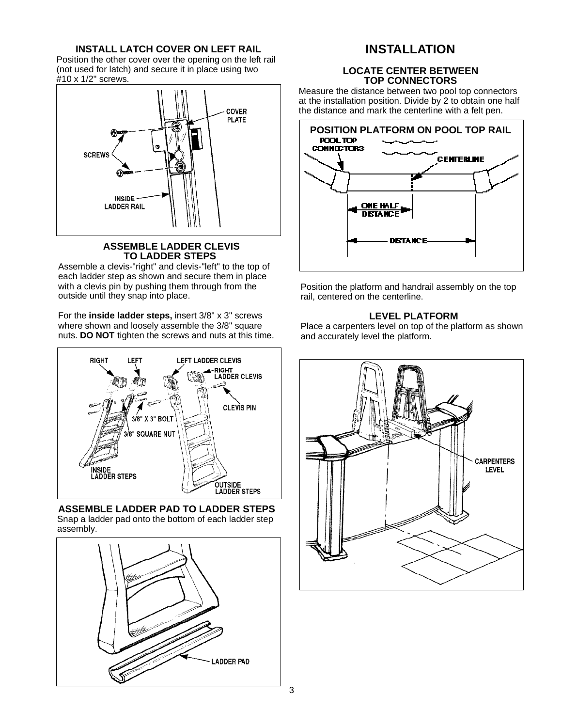### INSTALL LATCH COVER ON LEFT RAIL

Position the other cover over the opening on the left rail (not used for latch) and secure it in place using two #10 x 1/2" screws.

### ASSEMBLE LADDER CLEVIS TO LADDER STEPS

Assemble a clevis-"right" and clevis-"left" to the top of each ladder step as shown and secure them in place with a clevis pin by pushing them through from the outside until they snap into place.

For the **inside ladder steps,** insert 3/8" x 3" screws where shown and loosely assemble the 3/8" square nuts. **DO NOT** tighten the screws and nuts at this time.

### ASSEMBLE LADDER PAD TO LADDER STEPS

Snap a ladder pad onto the bottom of each ladder step assembly.

## INSTALLATION

### LOCATE CENTER BETWEEN TOP CONNECTORS

Measure the distance between two pool top connectors at the installation position. Divide by 2 to obtain one half the distance and mark the centerline with a felt pen.

**POSITION PLATFORM ON POOL TOP RAIL**

Position the platform and handrail assembly on the top rail, centered on the centerline.

### LEVEL PLATFORM

Place a carpenters level on top of the platform as shown and accurately level the platform.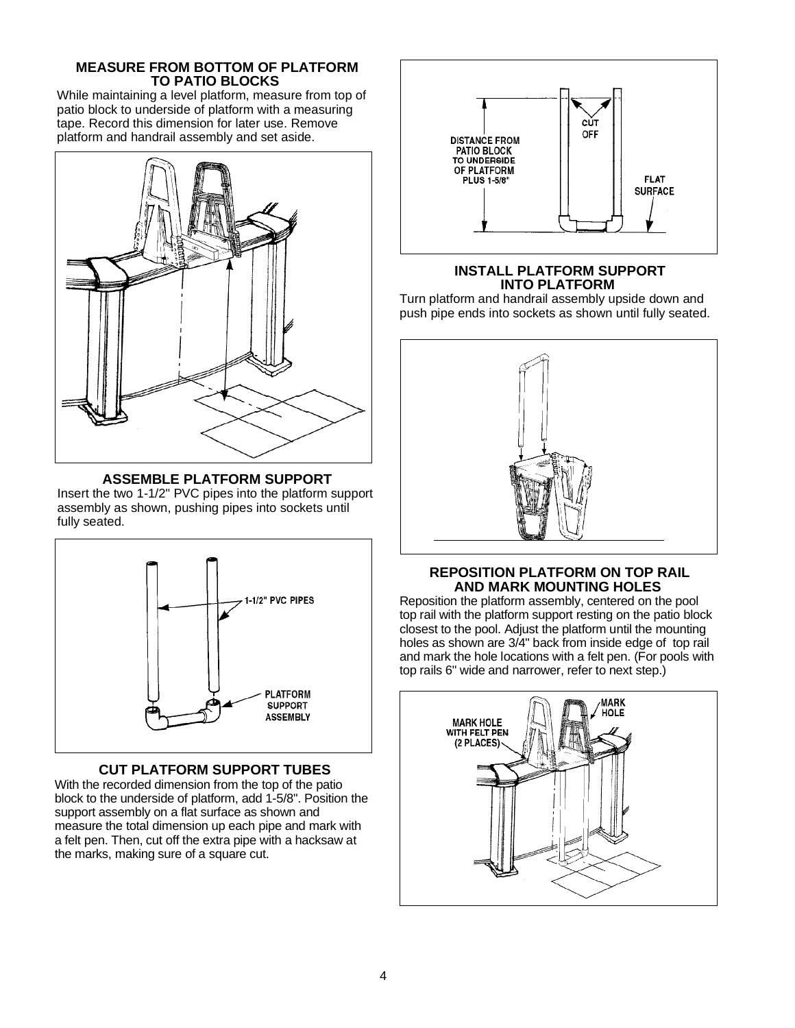### MEASURE FROM BOTTOM OF PLATFORM TO PATIO BLOCKS

While maintaining a level platform, measure from top of patio block to underside of platform with a measuring tape. Record this dimension for later use. Remove platform and handrail assembly and set aside.

### ASSEMBLE PLATFORM SUPPORT

Insert the two 1-1/2" PVC pipes into the platform support assembly as shown, pushing pipes into sockets until fully seated.

1-1/2" PVC PIPES

PLATFORM SUPPORT ASSEMBLY

### CUT PLATFORM SUPPORT TUBES

With the recorded dimension from the top of the patio block to the underside of platform, add 1-5/8". Position the support assembly on a flat surface as shown and measure the total dimension up each pipe and mark with a felt pen. Then, cut off the extra pipe with a hacksaw at the marks, making sure of a square cut.

DISTANCE FROM PATIO BLOCK TO UNDERSIDE OF PLATFORM PLUS 1-5/8"

CUT OFF

FLAT SURFACE

### INSTALL PLATFORM SUPPORT INTO PLATFORM

Turn platform and handrail assembly upside down and push pipe ends into sockets as shown until fully seated.

### REPOSITION PLATFORM ON TOP RAIL AND MARK MOUNTING HOLES

Reposition the platform assembly, centered on the pool top rail with the platform support resting on the patio block closest to the pool. Adjust the platform until the mounting holes as shown are 3/4" back from inside edge of top rail and mark the hole locations with a felt pen. (For pools with top rails 6" wide and narrower, refer to next step.)

MARK HOLE WITH FELT PEN (2 PLACES)

MARK HOLE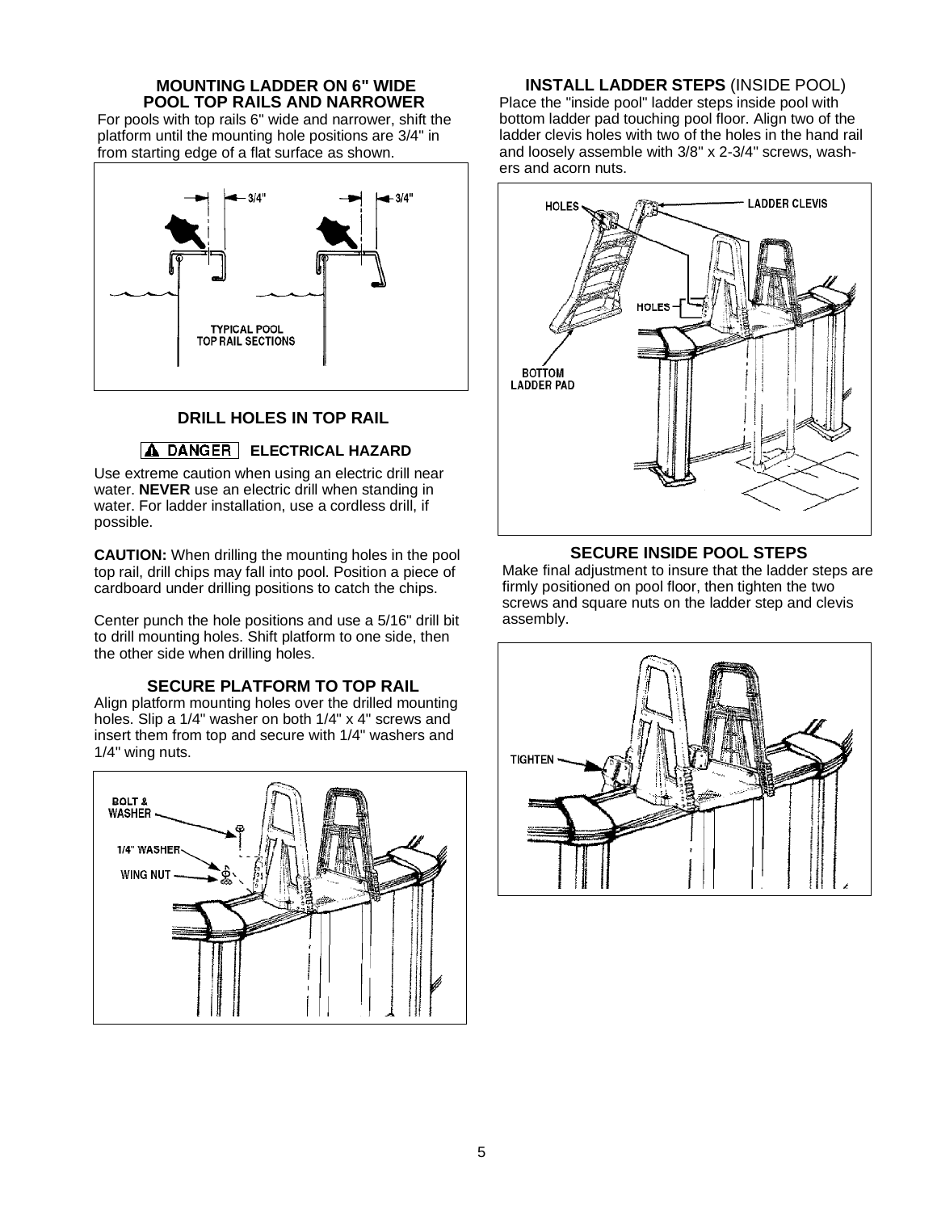## MOUNTING LADDER ON 6" WIDE POOL TOP RAILS AND NARROWER

For pools with top rails 6" wide and narrower, shift the platform until the mounting hole positions are 3/4" in from starting edge of a flat surface as shown.

3/4" 3/4"

TYPICAL POOL TOP RAIL SECTIONS

## DRILL HOLES IN TOP RAIL

**⚠ DANGER** **ELECTRICAL HAZARD**

Use extreme caution when using an electric drill near water. **NEVER** use an electric drill when standing in water. For ladder installation, use a cordless drill, if possible.

**CAUTION:** When drilling the mounting holes in the pool top rail, drill chips may fall into pool. Position a piece of cardboard under drilling positions to catch the chips.

Center punch the hole positions and use a 5/16" drill bit to drill mounting holes. Shift platform to one side, then the other side when drilling holes.

## SECURE PLATFORM TO TOP RAIL

Align platform mounting holes over the drilled mounting holes. Slip a 1/4" washer on both 1/4" x 4" screws and insert them from top and secure with 1/4" washers and 1/4" wing nuts.

BOLT & WASHER

1/4" WASHER

WING NUT

## INSTALL LADDER STEPS (INSIDE POOL)

Place the "inside pool" ladder steps inside pool with bottom ladder pad touching pool floor. Align two of the ladder clevis holes with two of the holes in the hand rail and loosely assemble with 3/8" x 2-3/4" screws, washers and acorn nuts.

HOLES

LADDER CLEVIS

HOLES

BOTTOM LADDER PAD

## SECURE INSIDE POOL STEPS

Make final adjustment to insure that the ladder steps are firmly positioned on pool floor, then tighten the two screws and square nuts on the ladder step and clevis assembly.

TIGHTEN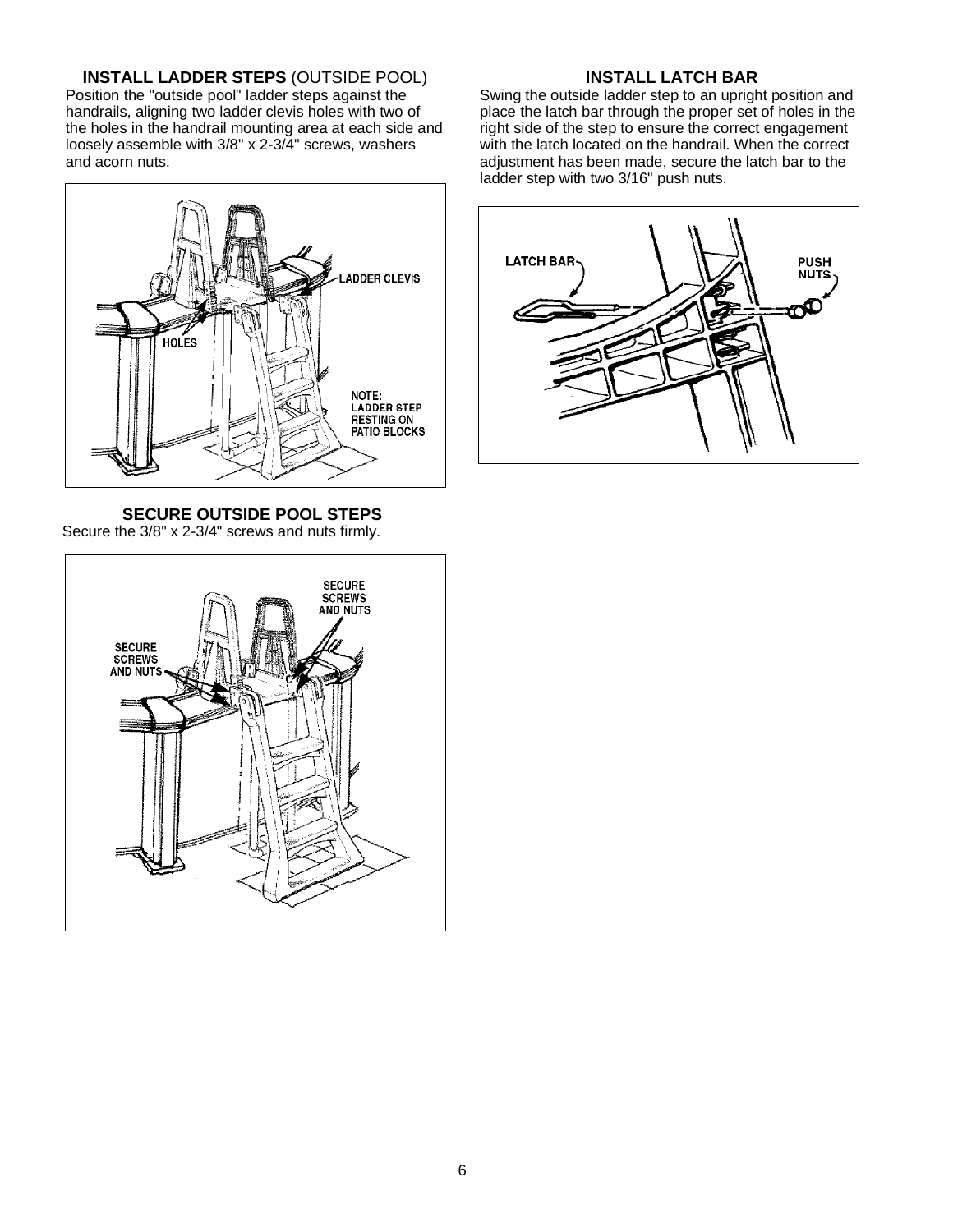## INSTALL LADDER STEPS (OUTSIDE POOL)

Position the "outside pool" ladder steps against the handrails, aligning two ladder clevis holes with two of the holes in the handrail mounting area at each side and loosely assemble with 3/8" x 2-3/4" screws, washers and acorn nuts.

## SECURE OUTSIDE POOL STEPS

Secure the 3/8" x 2-3/4" screws and nuts firmly.

## INSTALL LATCH BAR

Swing the outside ladder step to an upright position and place the latch bar through the proper set of holes in the right side of the step to ensure the correct engagement with the latch located on the handrail. When the correct adjustment has been made, secure the latch bar to the ladder step with two 3/16" push nuts.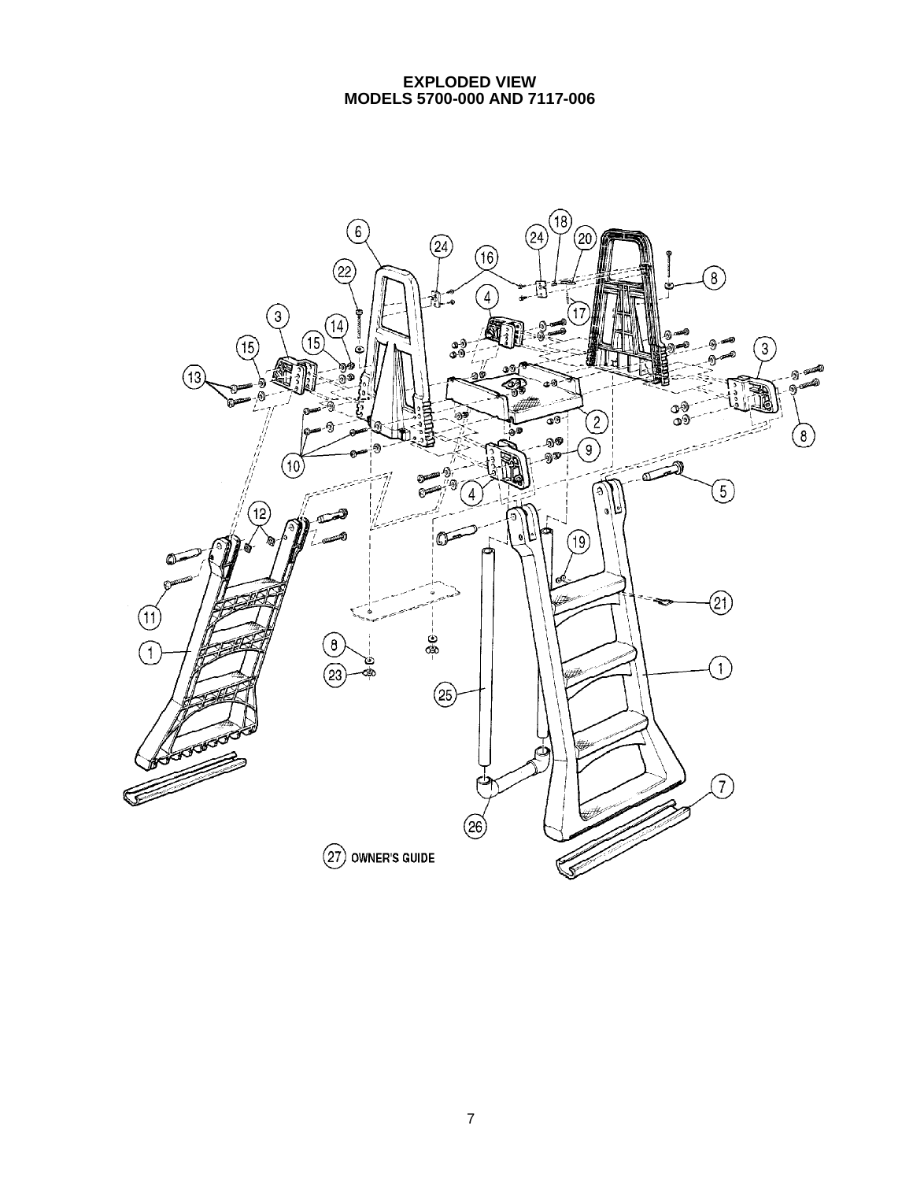# EXPLODED VIEW
# MODELS 5700-000 AND 7117-006

27 OWNER'S GUIDE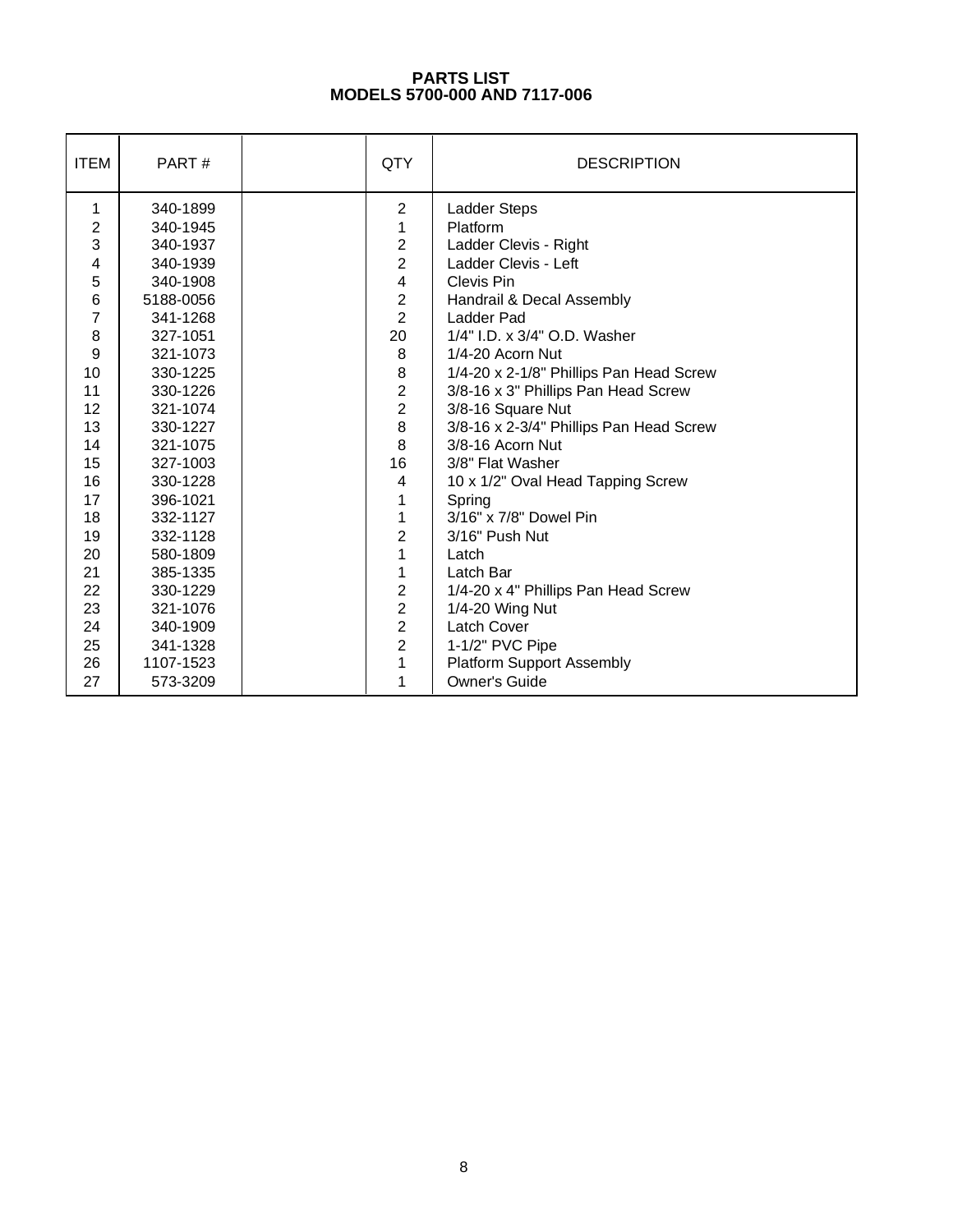# PARTS LIST
## MODELS 5700-000 AND 7117-006

| ITEM | PART # | | QTY | DESCRIPTION |
|---|---|---|---|---|
| 1 | 340-1899 | | 2 | Ladder Steps |
| 2 | 340-1945 | | 1 | Platform |
| 3 | 340-1937 | | 2 | Ladder Clevis - Right |
| 4 | 340-1939 | | 2 | Ladder Clevis - Left |
| 5 | 340-1908 | | 4 | Clevis Pin |
| 6 | 5188-0056 | | 2 | Handrail & Decal Assembly |
| 7 | 341-1268 | | 2 | Ladder Pad |
| 8 | 327-1051 | | 20 | 1/4" I.D. x 3/4" O.D. Washer |
| 9 | 321-1073 | | 8 | 1/4-20 Acorn Nut |
| 10 | 330-1225 | | 8 | 1/4-20 x 2-1/8" Phillips Pan Head Screw |
| 11 | 330-1226 | | 2 | 3/8-16 x 3" Phillips Pan Head Screw |
| 12 | 321-1074 | | 2 | 3/8-16 Square Nut |
| 13 | 330-1227 | | 8 | 3/8-16 x 2-3/4" Phillips Pan Head Screw |
| 14 | 321-1075 | | 8 | 3/8-16 Acorn Nut |
| 15 | 327-1003 | | 16 | 3/8" Flat Washer |
| 16 | 330-1228 | | 4 | 10 x 1/2" Oval Head Tapping Screw |
| 17 | 396-1021 | | 1 | Spring |
| 18 | 332-1127 | | 1 | 3/16" x 7/8" Dowel Pin |
| 19 | 332-1128 | | 2 | 3/16" Push Nut |
| 20 | 580-1809 | | 1 | Latch |
| 21 | 385-1335 | | 1 | Latch Bar |
| 22 | 330-1229 | | 2 | 1/4-20 x 4" Phillips Pan Head Screw |
| 23 | 321-1076 | | 2 | 1/4-20 Wing Nut |
| 24 | 340-1909 | | 2 | Latch Cover |
| 25 | 341-1328 | | 2 | 1-1/2" PVC Pipe |
| 26 | 1107-1523 | | 1 | Platform Support Assembly |
| 27 | 573-3209 | | 1 | Owner's Guide |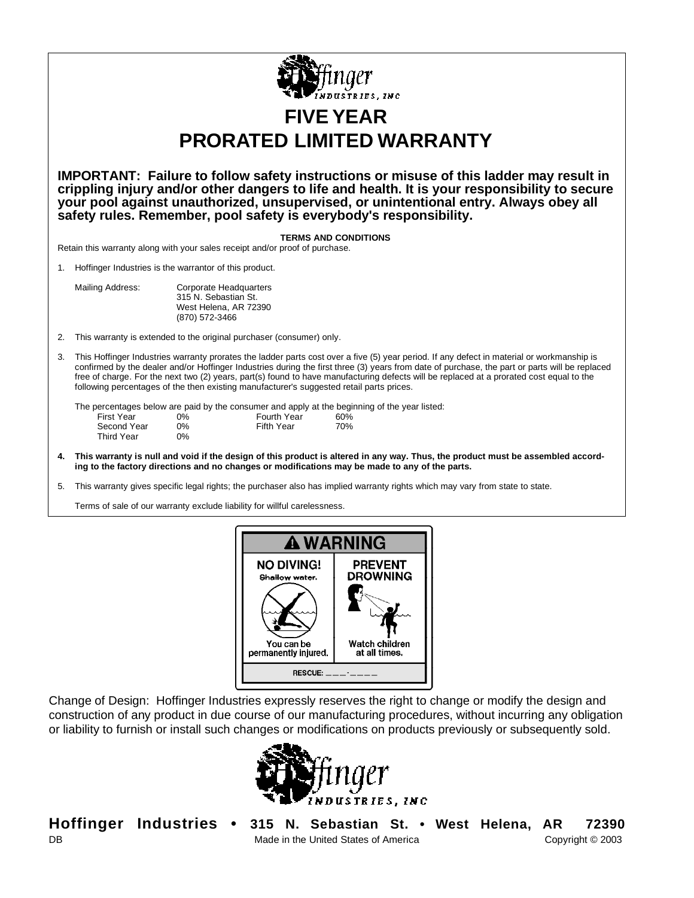# FIVE YEAR PRORATED LIMITED WARRANTY

**IMPORTANT: Failure to follow safety instructions or misuse of this ladder may result in crippling injury and/or other dangers to life and health. It is your responsibility to secure your pool against unauthorized, unsupervised, or unintentional entry. Always obey all safety rules. Remember, pool safety is everybody's responsibility.**

**TERMS AND CONDITIONS**

Retain this warranty along with your sales receipt and/or proof of purchase.

1. Hoffinger Industries is the warrantor of this product.

   Mailing Address: Corporate Headquarters
   315 N. Sebastian St.
   West Helena, AR 72390
   (870) 572-3466

2. This warranty is extended to the original purchaser (consumer) only.

3. This Hoffinger Industries warranty prorates the ladder parts cost over a five (5) year period. If any defect in material or workmanship is confirmed by the dealer and/or Hoffinger Industries during the first three (3) years from date of purchase, the part or parts will be replaced free of charge. For the next two (2) years, part(s) found to have manufacturing defects will be replaced at a prorated cost equal to the following percentages of the then existing manufacturer's suggested retail parts prices.

   The percentages below are paid by the consumer and apply at the beginning of the year listed:

   | | | | |
   |---|---|---|---|
   | First Year | 0% | Fourth Year | 60% |
   | Second Year | 0% | Fifth Year | 70% |
   | Third Year | 0% | | |

4. **This warranty is null and void if the design of this product is altered in any way. Thus, the product must be assembled according to the factory directions and no changes or modifications may be made to any of the parts.**

5. This warranty gives specific legal rights; the purchaser also has implied warranty rights which may vary from state to state.

   Terms of sale of our warranty exclude liability for willful carelessness.

**WARNING**

**NO DIVING!** Shallow water. You can be permanently injured.

**PREVENT DROWNING** Watch children at all times.

RESCUE: \_ \_ \_ - \_ \_ \_ \_

Change of Design: Hoffinger Industries expressly reserves the right to change or modify the design and construction of any product in due course of our manufacturing procedures, without incurring any obligation or liability to furnish or install such changes or modifications on products previously or subsequently sold.

**Hoffinger Industries • 315 N. Sebastian St. • West Helena, AR 72390**

DB Made in the United States of America Copyright © 2003